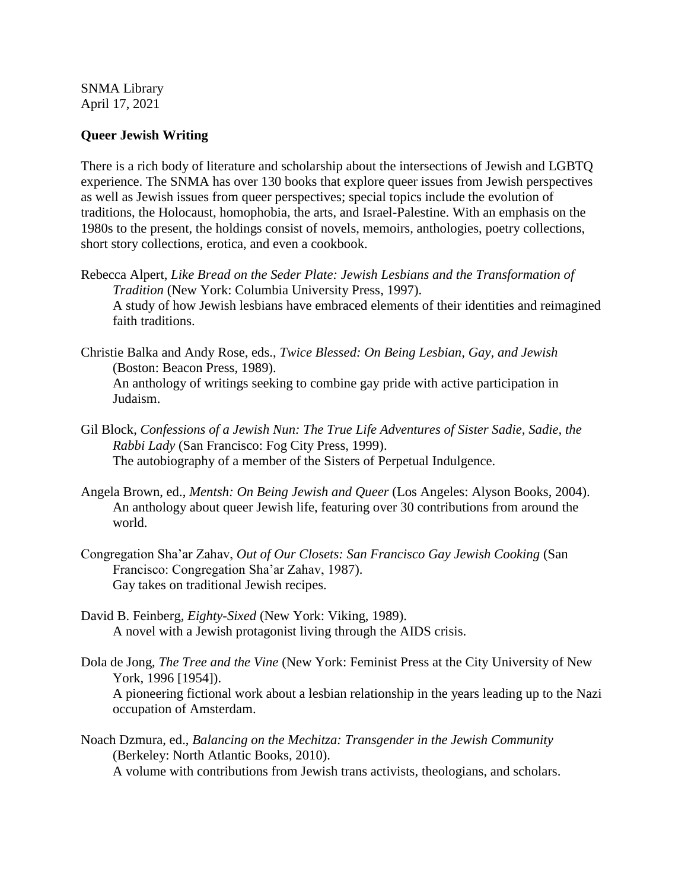SNMA Library
April 17, 2021

**Queer Jewish Writing**

There is a rich body of literature and scholarship about the intersections of Jewish and LGBTQ experience. The SNMA has over 130 books that explore queer issues from Jewish perspectives as well as Jewish issues from queer perspectives; special topics include the evolution of traditions, the Holocaust, homophobia, the arts, and Israel-Palestine. With an emphasis on the 1980s to the present, the holdings consist of novels, memoirs, anthologies, poetry collections, short story collections, erotica, and even a cookbook.

Rebecca Alpert, *Like Bread on the Seder Plate: Jewish Lesbians and the Transformation of Tradition* (New York: Columbia University Press, 1997).
A study of how Jewish lesbians have embraced elements of their identities and reimagined faith traditions.

Christie Balka and Andy Rose, eds., *Twice Blessed: On Being Lesbian, Gay, and Jewish* (Boston: Beacon Press, 1989).
An anthology of writings seeking to combine gay pride with active participation in Judaism.

Gil Block, *Confessions of a Jewish Nun: The True Life Adventures of Sister Sadie, Sadie, the Rabbi Lady* (San Francisco: Fog City Press, 1999).
The autobiography of a member of the Sisters of Perpetual Indulgence.

Angela Brown, ed., *Mentsh: On Being Jewish and Queer* (Los Angeles: Alyson Books, 2004).
An anthology about queer Jewish life, featuring over 30 contributions from around the world.

Congregation Sha'ar Zahav, *Out of Our Closets: San Francisco Gay Jewish Cooking* (San Francisco: Congregation Sha'ar Zahav, 1987).
Gay takes on traditional Jewish recipes.

David B. Feinberg, *Eighty-Sixed* (New York: Viking, 1989).
A novel with a Jewish protagonist living through the AIDS crisis.

Dola de Jong, *The Tree and the Vine* (New York: Feminist Press at the City University of New York, 1996 [1954]).
A pioneering fictional work about a lesbian relationship in the years leading up to the Nazi occupation of Amsterdam.

Noach Dzmura, ed., *Balancing on the Mechitza: Transgender in the Jewish Community* (Berkeley: North Atlantic Books, 2010).
A volume with contributions from Jewish trans activists, theologians, and scholars.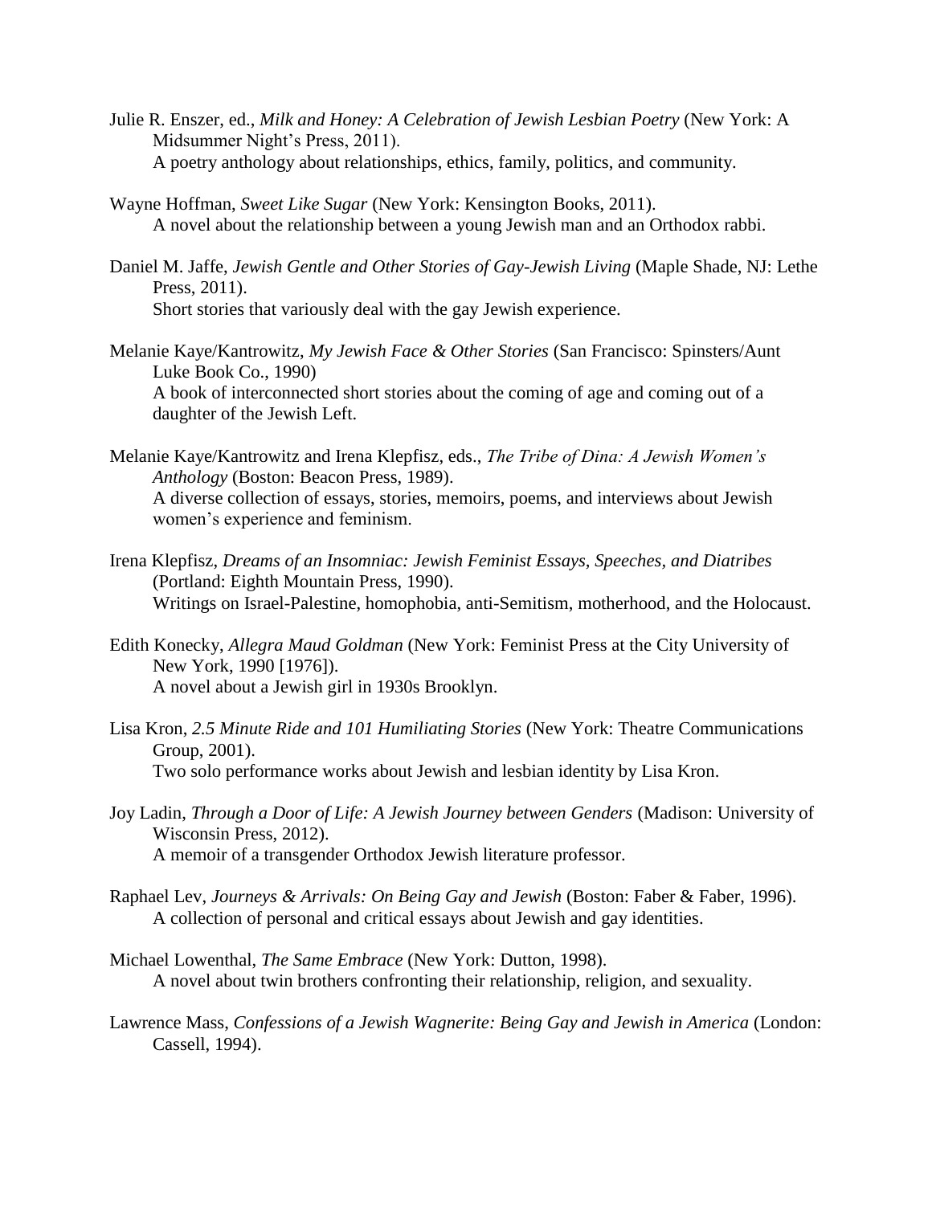Julie R. Enszer, ed., *Milk and Honey: A Celebration of Jewish Lesbian Poetry* (New York: A Midsummer Night's Press, 2011).
A poetry anthology about relationships, ethics, family, politics, and community.

Wayne Hoffman, *Sweet Like Sugar* (New York: Kensington Books, 2011).
A novel about the relationship between a young Jewish man and an Orthodox rabbi.

Daniel M. Jaffe, *Jewish Gentle and Other Stories of Gay-Jewish Living* (Maple Shade, NJ: Lethe Press, 2011).
Short stories that variously deal with the gay Jewish experience.

Melanie Kaye/Kantrowitz, *My Jewish Face & Other Stories* (San Francisco: Spinsters/Aunt Luke Book Co., 1990)
A book of interconnected short stories about the coming of age and coming out of a daughter of the Jewish Left.

Melanie Kaye/Kantrowitz and Irena Klepfisz, eds., *The Tribe of Dina: A Jewish Women's Anthology* (Boston: Beacon Press, 1989).
A diverse collection of essays, stories, memoirs, poems, and interviews about Jewish women's experience and feminism.

Irena Klepfisz, *Dreams of an Insomniac: Jewish Feminist Essays, Speeches, and Diatribes* (Portland: Eighth Mountain Press, 1990).
Writings on Israel-Palestine, homophobia, anti-Semitism, motherhood, and the Holocaust.

Edith Konecky, *Allegra Maud Goldman* (New York: Feminist Press at the City University of New York, 1990 [1976]).
A novel about a Jewish girl in 1930s Brooklyn.

Lisa Kron, *2.5 Minute Ride and 101 Humiliating Stories* (New York: Theatre Communications Group, 2001).
Two solo performance works about Jewish and lesbian identity by Lisa Kron.

Joy Ladin, *Through a Door of Life: A Jewish Journey between Genders* (Madison: University of Wisconsin Press, 2012).
A memoir of a transgender Orthodox Jewish literature professor.

Raphael Lev, *Journeys & Arrivals: On Being Gay and Jewish* (Boston: Faber & Faber, 1996).
A collection of personal and critical essays about Jewish and gay identities.

Michael Lowenthal, *The Same Embrace* (New York: Dutton, 1998).
A novel about twin brothers confronting their relationship, religion, and sexuality.

Lawrence Mass, *Confessions of a Jewish Wagnerite: Being Gay and Jewish in America* (London: Cassell, 1994).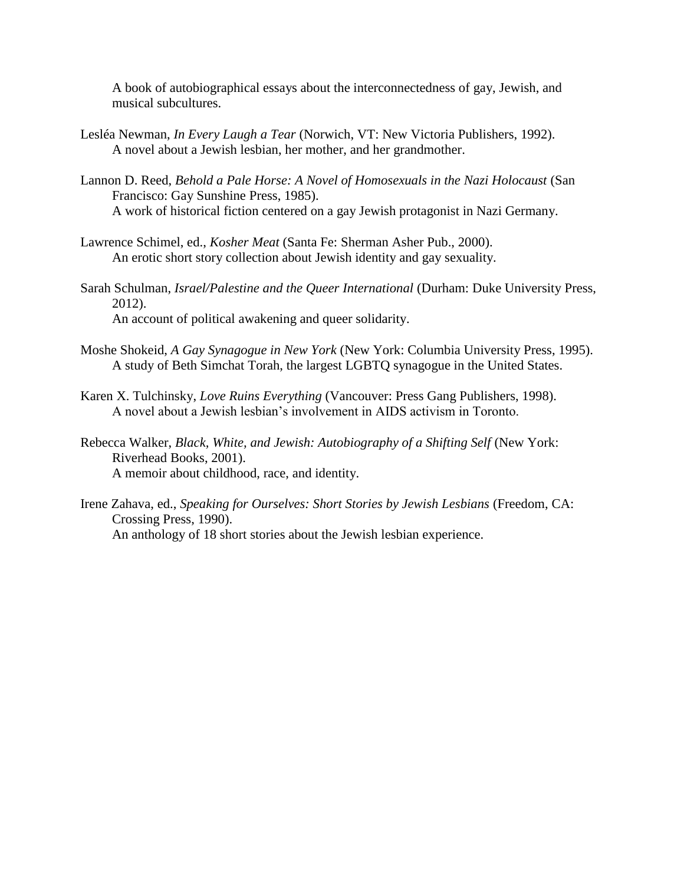A book of autobiographical essays about the interconnectedness of gay, Jewish, and musical subcultures.

Lesléa Newman, *In Every Laugh a Tear* (Norwich, VT: New Victoria Publishers, 1992).
A novel about a Jewish lesbian, her mother, and her grandmother.

Lannon D. Reed, *Behold a Pale Horse: A Novel of Homosexuals in the Nazi Holocaust* (San Francisco: Gay Sunshine Press, 1985).
A work of historical fiction centered on a gay Jewish protagonist in Nazi Germany.

Lawrence Schimel, ed., *Kosher Meat* (Santa Fe: Sherman Asher Pub., 2000).
An erotic short story collection about Jewish identity and gay sexuality.

Sarah Schulman, *Israel/Palestine and the Queer International* (Durham: Duke University Press, 2012).
An account of political awakening and queer solidarity.

Moshe Shokeid, *A Gay Synagogue in New York* (New York: Columbia University Press, 1995).
A study of Beth Simchat Torah, the largest LGBTQ synagogue in the United States.

Karen X. Tulchinsky, *Love Ruins Everything* (Vancouver: Press Gang Publishers, 1998).
A novel about a Jewish lesbian's involvement in AIDS activism in Toronto.

Rebecca Walker, *Black, White, and Jewish: Autobiography of a Shifting Self* (New York: Riverhead Books, 2001).
A memoir about childhood, race, and identity.

Irene Zahava, ed., *Speaking for Ourselves: Short Stories by Jewish Lesbians* (Freedom, CA: Crossing Press, 1990).
An anthology of 18 short stories about the Jewish lesbian experience.